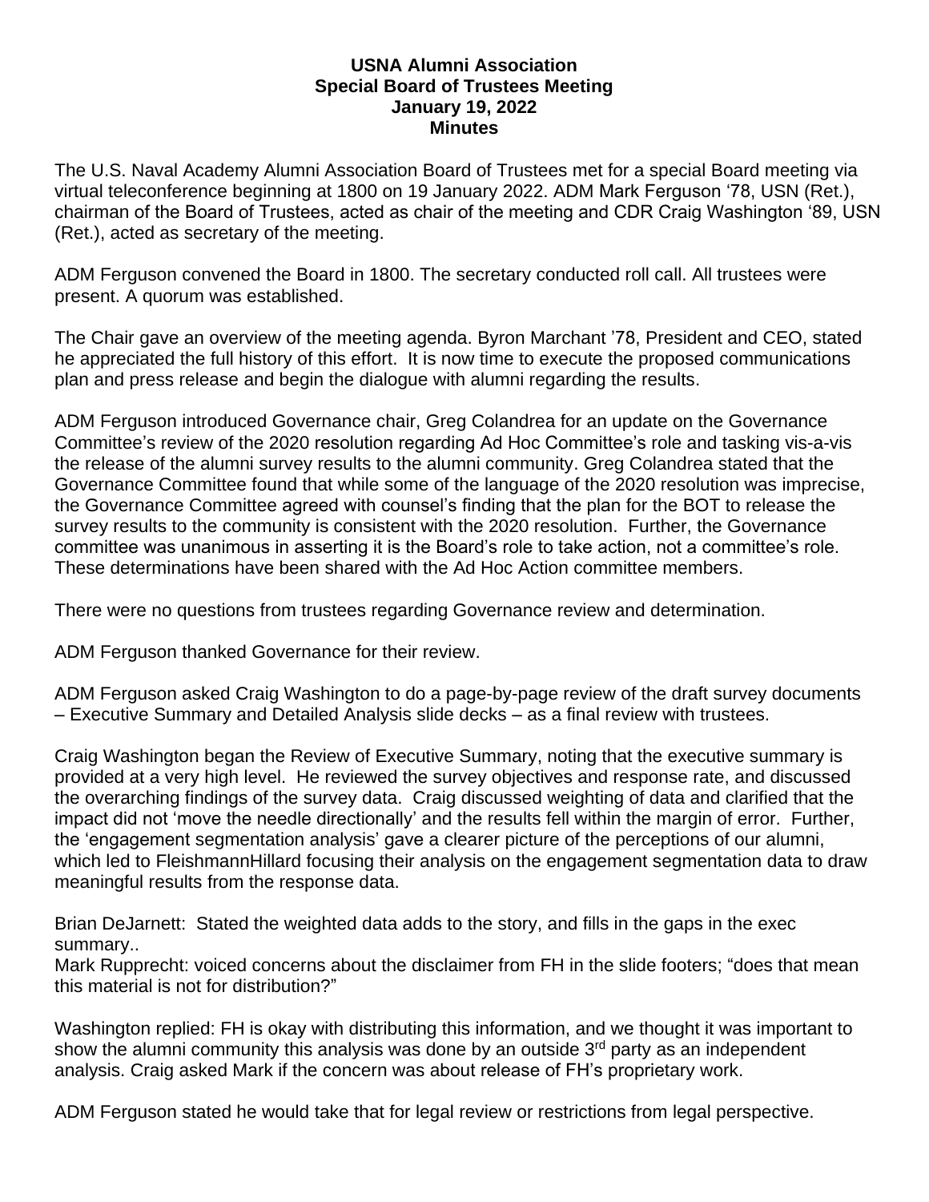**USNA Alumni Association**
**Special Board of Trustees Meeting**
**January 19, 2022**
**Minutes**

The U.S. Naval Academy Alumni Association Board of Trustees met for a special Board meeting via virtual teleconference beginning at 1800 on 19 January 2022. ADM Mark Ferguson '78, USN (Ret.), chairman of the Board of Trustees, acted as chair of the meeting and CDR Craig Washington '89, USN (Ret.), acted as secretary of the meeting.

ADM Ferguson convened the Board in 1800. The secretary conducted roll call. All trustees were present. A quorum was established.

The Chair gave an overview of the meeting agenda. Byron Marchant '78, President and CEO, stated he appreciated the full history of this effort. It is now time to execute the proposed communications plan and press release and begin the dialogue with alumni regarding the results.

ADM Ferguson introduced Governance chair, Greg Colandrea for an update on the Governance Committee's review of the 2020 resolution regarding Ad Hoc Committee's role and tasking vis-a-vis the release of the alumni survey results to the alumni community. Greg Colandrea stated that the Governance Committee found that while some of the language of the 2020 resolution was imprecise, the Governance Committee agreed with counsel's finding that the plan for the BOT to release the survey results to the community is consistent with the 2020 resolution. Further, the Governance committee was unanimous in asserting it is the Board's role to take action, not a committee's role. These determinations have been shared with the Ad Hoc Action committee members.

There were no questions from trustees regarding Governance review and determination.

ADM Ferguson thanked Governance for their review.

ADM Ferguson asked Craig Washington to do a page-by-page review of the draft survey documents – Executive Summary and Detailed Analysis slide decks – as a final review with trustees.

Craig Washington began the Review of Executive Summary, noting that the executive summary is provided at a very high level. He reviewed the survey objectives and response rate, and discussed the overarching findings of the survey data. Craig discussed weighting of data and clarified that the impact did not 'move the needle directionally' and the results fell within the margin of error. Further, the 'engagement segmentation analysis' gave a clearer picture of the perceptions of our alumni, which led to FleishmannHillard focusing their analysis on the engagement segmentation data to draw meaningful results from the response data.

Brian DeJarnett: Stated the weighted data adds to the story, and fills in the gaps in the exec summary..
Mark Rupprecht: voiced concerns about the disclaimer from FH in the slide footers; "does that mean this material is not for distribution?"

Washington replied: FH is okay with distributing this information, and we thought it was important to show the alumni community this analysis was done by an outside 3rd party as an independent analysis. Craig asked Mark if the concern was about release of FH's proprietary work.

ADM Ferguson stated he would take that for legal review or restrictions from legal perspective.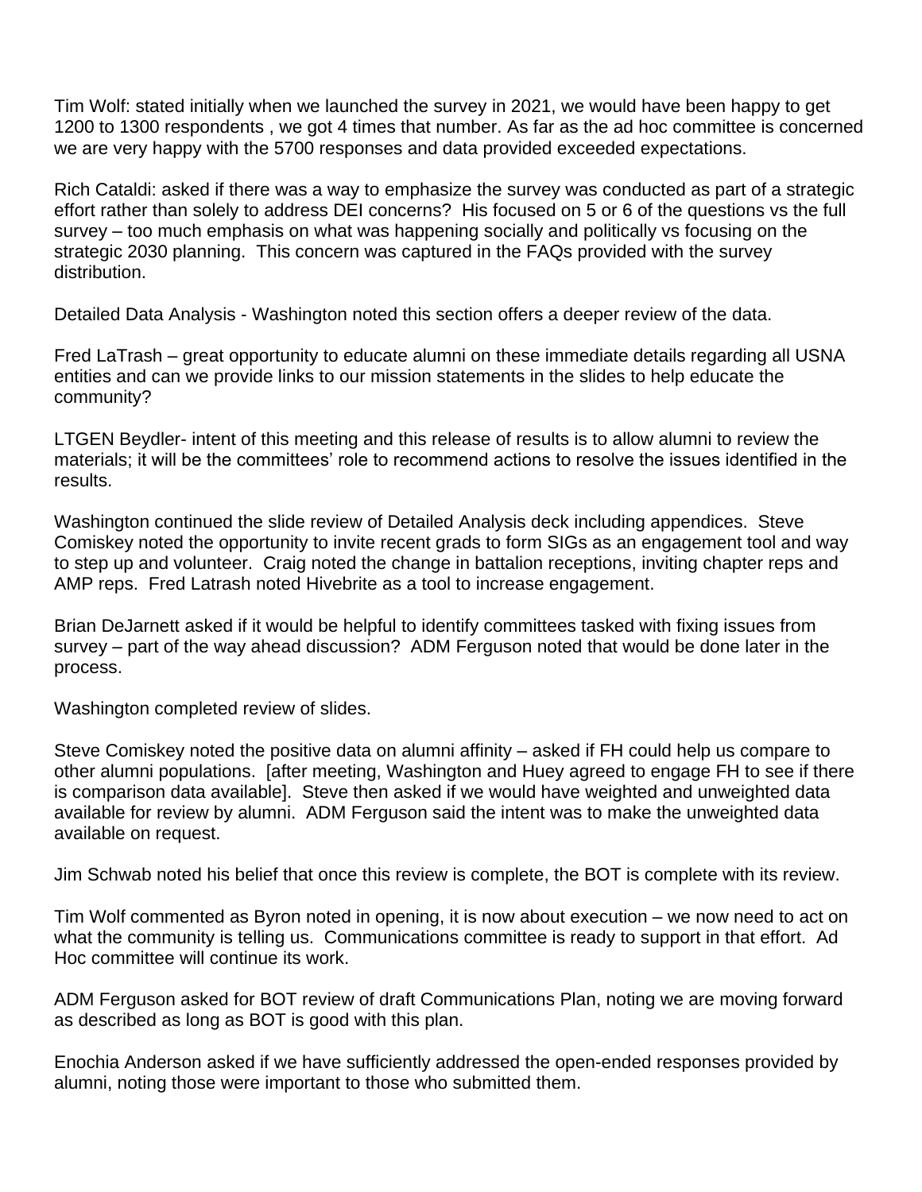Tim Wolf: stated initially when we launched the survey in 2021, we would have been happy to get 1200 to 1300 respondents , we got 4 times that number. As far as the ad hoc committee is concerned we are very happy with the 5700 responses and data provided exceeded expectations.

Rich Cataldi: asked if there was a way to emphasize the survey was conducted as part of a strategic effort rather than solely to address DEI concerns? His focused on 5 or 6 of the questions vs the full survey – too much emphasis on what was happening socially and politically vs focusing on the strategic 2030 planning. This concern was captured in the FAQs provided with the survey distribution.

Detailed Data Analysis - Washington noted this section offers a deeper review of the data.

Fred LaTrash – great opportunity to educate alumni on these immediate details regarding all USNA entities and can we provide links to our mission statements in the slides to help educate the community?

LTGEN Beydler- intent of this meeting and this release of results is to allow alumni to review the materials; it will be the committees' role to recommend actions to resolve the issues identified in the results.

Washington continued the slide review of Detailed Analysis deck including appendices. Steve Comiskey noted the opportunity to invite recent grads to form SIGs as an engagement tool and way to step up and volunteer. Craig noted the change in battalion receptions, inviting chapter reps and AMP reps. Fred Latrash noted Hivebrite as a tool to increase engagement.

Brian DeJarnett asked if it would be helpful to identify committees tasked with fixing issues from survey – part of the way ahead discussion? ADM Ferguson noted that would be done later in the process.

Washington completed review of slides.

Steve Comiskey noted the positive data on alumni affinity – asked if FH could help us compare to other alumni populations. [after meeting, Washington and Huey agreed to engage FH to see if there is comparison data available]. Steve then asked if we would have weighted and unweighted data available for review by alumni. ADM Ferguson said the intent was to make the unweighted data available on request.

Jim Schwab noted his belief that once this review is complete, the BOT is complete with its review.

Tim Wolf commented as Byron noted in opening, it is now about execution – we now need to act on what the community is telling us. Communications committee is ready to support in that effort. Ad Hoc committee will continue its work.

ADM Ferguson asked for BOT review of draft Communications Plan, noting we are moving forward as described as long as BOT is good with this plan.

Enochia Anderson asked if we have sufficiently addressed the open-ended responses provided by alumni, noting those were important to those who submitted them.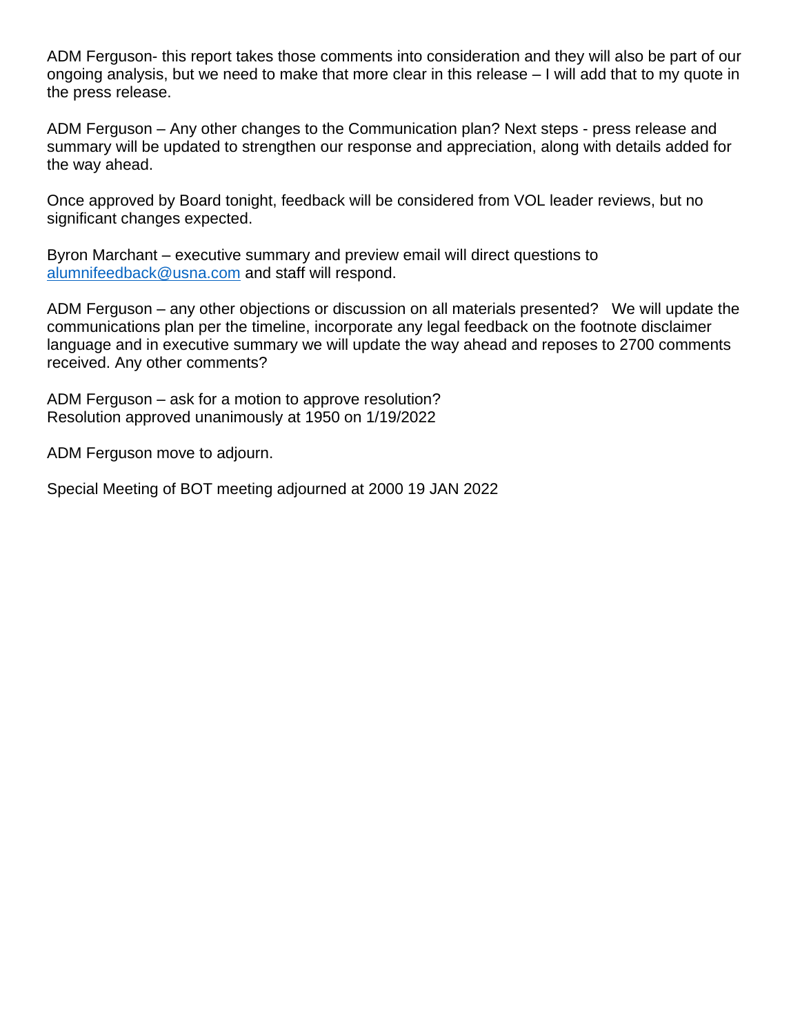ADM Ferguson- this report takes those comments into consideration and they will also be part of our ongoing analysis, but we need to make that more clear in this release – I will add that to my quote in the press release.

ADM Ferguson – Any other changes to the Communication plan? Next steps - press release and summary will be updated to strengthen our response and appreciation, along with details added for the way ahead.

Once approved by Board tonight, feedback will be considered from VOL leader reviews, but no significant changes expected.

Byron Marchant – executive summary and preview email will direct questions to alumnifeedback@usna.com and staff will respond.

ADM Ferguson – any other objections or discussion on all materials presented? We will update the communications plan per the timeline, incorporate any legal feedback on the footnote disclaimer language and in executive summary we will update the way ahead and reposes to 2700 comments received. Any other comments?

ADM Ferguson – ask for a motion to approve resolution?
Resolution approved unanimously at 1950 on 1/19/2022

ADM Ferguson move to adjourn.

Special Meeting of BOT meeting adjourned at 2000 19 JAN 2022